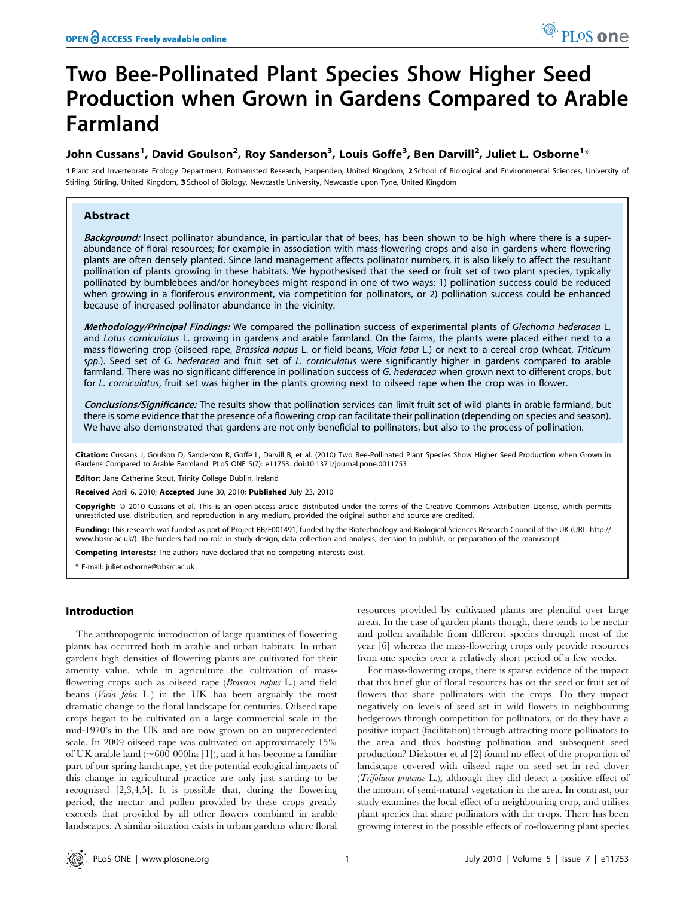# Two Bee-Pollinated Plant Species Show Higher Seed Production when Grown in Gardens Compared to Arable Farmland

**John Cussans[1], David Goulson[2], Roy Sanderson[3], Louis Goffe[3], Ben Darvill[2], Juliet L. Osborne[1]***

[1] Plant and Invertebrate Ecology Department, Rothamsted Research, Harpenden, United Kingdom, [2] School of Biological and Environmental Sciences, University of Stirling, Stirling, United Kingdom, [3] School of Biology, Newcastle University, Newcastle upon Tyne, United Kingdom

## Abstract

***Background:*** Insect pollinator abundance, in particular that of bees, has been shown to be high where there is a super-abundance of floral resources; for example in association with mass-flowering crops and also in gardens where flowering plants are often densely planted. Since land management affects pollinator numbers, it is also likely to affect the resultant pollination of plants growing in these habitats. We hypothesised that the seed or fruit set of two plant species, typically pollinated by bumblebees and/or honeybees might respond in one of two ways: 1) pollination success could be reduced when growing in a floriferous environment, via competition for pollinators, or 2) pollination success could be enhanced because of increased pollinator abundance in the vicinity.

***Methodology/Principal Findings:*** We compared the pollination success of experimental plants of *Glechoma hederacea* L. and *Lotus corniculatus* L. growing in gardens and arable farmland. On the farms, the plants were placed either next to a mass-flowering crop (oilseed rape, *Brassica napus* L. or field beans, *Vicia faba* L.) or next to a cereal crop (wheat, *Triticum spp.*). Seed set of *G. hederacea* and fruit set of *L. corniculatus* were significantly higher in gardens compared to arable farmland. There was no significant difference in pollination success of *G. hederacea* when grown next to different crops, but for *L. corniculatus*, fruit set was higher in the plants growing next to oilseed rape when the crop was in flower.

***Conclusions/Significance:*** The results show that pollination services can limit fruit set of wild plants in arable farmland, but there is some evidence that the presence of a flowering crop can facilitate their pollination (depending on species and season). We have also demonstrated that gardens are not only beneficial to pollinators, but also to the process of pollination.

**Citation:** Cussans J, Goulson D, Sanderson R, Goffe L, Darvill B, et al. (2010) Two Bee-Pollinated Plant Species Show Higher Seed Production when Grown in Gardens Compared to Arable Farmland. PLoS ONE 5(7): e11753. doi:10.1371/journal.pone.0011753

**Editor:** Jane Catherine Stout, Trinity College Dublin, Ireland

**Received** April 6, 2010; **Accepted** June 30, 2010; **Published** July 23, 2010

**Copyright:** © 2010 Cussans et al. This is an open-access article distributed under the terms of the Creative Commons Attribution License, which permits unrestricted use, distribution, and reproduction in any medium, provided the original author and source are credited.

**Funding:** This research was funded as part of Project BB/E001491, funded by the Biotechnology and Biological Sciences Research Council of the UK (URL: http://www.bbsrc.ac.uk/). The funders had no role in study design, data collection and analysis, decision to publish, or preparation of the manuscript.

**Competing Interests:** The authors have declared that no competing interests exist.

\* E-mail: juliet.osborne@bbsrc.ac.uk

## Introduction

The anthropogenic introduction of large quantities of flowering plants has occurred both in arable and urban habitats. In urban gardens high densities of flowering plants are cultivated for their amenity value, while in agriculture the cultivation of mass-flowering crops such as oilseed rape (*Brassica napus* L.) and field beans (*Vicia faba* L.) in the UK has been arguably the most dramatic change to the floral landscape for centuries. Oilseed rape crops began to be cultivated on a large commercial scale in the mid-1970's in the UK and are now grown on an unprecedented scale. In 2009 oilseed rape was cultivated on approximately 15% of UK arable land (~600 000ha [1]), and it has become a familiar part of our spring landscape, yet the potential ecological impacts of this change in agricultural practice are only just starting to be recognised [2,3,4,5]. It is possible that, during the flowering period, the nectar and pollen provided by these crops greatly exceeds that provided by all other flowers combined in arable landscapes. A similar situation exists in urban gardens where floral resources provided by cultivated plants are plentiful over large areas. In the case of garden plants though, there tends to be nectar and pollen available from different species through most of the year [6] whereas the mass-flowering crops only provide resources from one species over a relatively short period of a few weeks.

For mass-flowering crops, there is sparse evidence of the impact that this brief glut of floral resources has on the seed or fruit set of flowers that share pollinators with the crops. Do they impact negatively on levels of seed set in wild flowers in neighbouring hedgerows through competition for pollinators, or do they have a positive impact (facilitation) through attracting more pollinators to the area and thus boosting pollination and subsequent seed production? Diekotter et al [2] found no effect of the proportion of landscape covered with oilseed rape on seed set in red clover (*Trifolium pratense* L.); although they did detect a positive effect of the amount of semi-natural vegetation in the area. In contrast, our study examines the local effect of a neighbouring crop, and utilises plant species that share pollinators with the crops. There has been growing interest in the possible effects of co-flowering plant species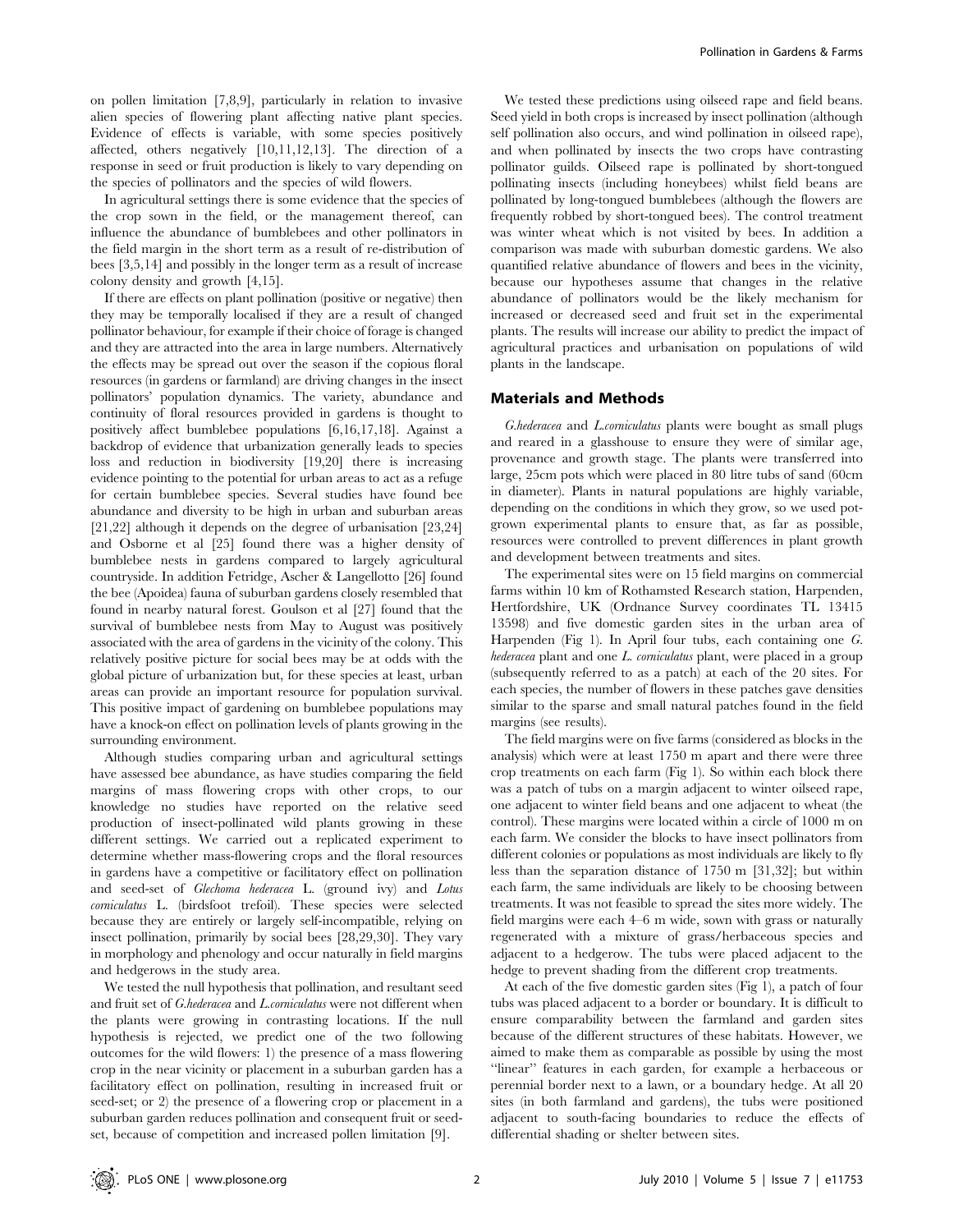on pollen limitation [7,8,9], particularly in relation to invasive alien species of flowering plant affecting native plant species. Evidence of effects is variable, with some species positively affected, others negatively [10,11,12,13]. The direction of a response in seed or fruit production is likely to vary depending on the species of pollinators and the species of wild flowers.

In agricultural settings there is some evidence that the species of the crop sown in the field, or the management thereof, can influence the abundance of bumblebees and other pollinators in the field margin in the short term as a result of re-distribution of bees [3,5,14] and possibly in the longer term as a result of increase colony density and growth [4,15].

If there are effects on plant pollination (positive or negative) then they may be temporally localised if they are a result of changed pollinator behaviour, for example if their choice of forage is changed and they are attracted into the area in large numbers. Alternatively the effects may be spread out over the season if the copious floral resources (in gardens or farmland) are driving changes in the insect pollinators' population dynamics. The variety, abundance and continuity of floral resources provided in gardens is thought to positively affect bumblebee populations [6,16,17,18]. Against a backdrop of evidence that urbanization generally leads to species loss and reduction in biodiversity [19,20] there is increasing evidence pointing to the potential for urban areas to act as a refuge for certain bumblebee species. Several studies have found bee abundance and diversity to be high in urban and suburban areas [21,22] although it depends on the degree of urbanisation [23,24] and Osborne et al [25] found there was a higher density of bumblebee nests in gardens compared to largely agricultural countryside. In addition Fetridge, Ascher & Langellotto [26] found the bee (Apoidea) fauna of suburban gardens closely resembled that found in nearby natural forest. Goulson et al [27] found that the survival of bumblebee nests from May to August was positively associated with the area of gardens in the vicinity of the colony. This relatively positive picture for social bees may be at odds with the global picture of urbanization but, for these species at least, urban areas can provide an important resource for population survival. This positive impact of gardening on bumblebee populations may have a knock-on effect on pollination levels of plants growing in the surrounding environment.

Although studies comparing urban and agricultural settings have assessed bee abundance, as have studies comparing the field margins of mass flowering crops with other crops, to our knowledge no studies have reported on the relative seed production of insect-pollinated wild plants growing in these different settings. We carried out a replicated experiment to determine whether mass-flowering crops and the floral resources in gardens have a competitive or facilitatory effect on pollination and seed-set of *Glechoma hederacea* L. (ground ivy) and *Lotus corniculatus* L. (birdsfoot trefoil). These species were selected because they are entirely or largely self-incompatible, relying on insect pollination, primarily by social bees [28,29,30]. They vary in morphology and phenology and occur naturally in field margins and hedgerows in the study area.

We tested the null hypothesis that pollination, and resultant seed and fruit set of *G.hederacea* and *L.corniculatus* were not different when the plants were growing in contrasting locations. If the null hypothesis is rejected, we predict one of the two following outcomes for the wild flowers: 1) the presence of a mass flowering crop in the near vicinity or placement in a suburban garden has a facilitatory effect on pollination, resulting in increased fruit or seed-set; or 2) the presence of a flowering crop or placement in a suburban garden reduces pollination and consequent fruit or seed-set, because of competition and increased pollen limitation [9].

We tested these predictions using oilseed rape and field beans. Seed yield in both crops is increased by insect pollination (although self pollination also occurs, and wind pollination in oilseed rape), and when pollinated by insects the two crops have contrasting pollinator guilds. Oilseed rape is pollinated by short-tongued pollinating insects (including honeybees) whilst field beans are pollinated by long-tongued bumblebees (although the flowers are frequently robbed by short-tongued bees). The control treatment was winter wheat which is not visited by bees. In addition a comparison was made with suburban domestic gardens. We also quantified relative abundance of flowers and bees in the vicinity, because our hypotheses assume that changes in the relative abundance of pollinators would be the likely mechanism for increased or decreased seed and fruit set in the experimental plants. The results will increase our ability to predict the impact of agricultural practices and urbanisation on populations of wild plants in the landscape.

## Materials and Methods

*G.hederacea* and *L.corniculatus* plants were bought as small plugs and reared in a glasshouse to ensure they were of similar age, provenance and growth stage. The plants were transferred into large, 25cm pots which were placed in 80 litre tubs of sand (60cm in diameter). Plants in natural populations are highly variable, depending on the conditions in which they grow, so we used pot-grown experimental plants to ensure that, as far as possible, resources were controlled to prevent differences in plant growth and development between treatments and sites.

The experimental sites were on 15 field margins on commercial farms within 10 km of Rothamsted Research station, Harpenden, Hertfordshire, UK (Ordnance Survey coordinates TL 13415 13598) and five domestic garden sites in the urban area of Harpenden (Fig 1). In April four tubs, each containing one *G. hederacea* plant and one *L. corniculatus* plant, were placed in a group (subsequently referred to as a patch) at each of the 20 sites. For each species, the number of flowers in these patches gave densities similar to the sparse and small natural patches found in the field margins (see results).

The field margins were on five farms (considered as blocks in the analysis) which were at least 1750 m apart and there were three crop treatments on each farm (Fig 1). So within each block there was a patch of tubs on a margin adjacent to winter oilseed rape, one adjacent to winter field beans and one adjacent to wheat (the control). These margins were located within a circle of 1000 m on each farm. We consider the blocks to have insect pollinators from different colonies or populations as most individuals are likely to fly less than the separation distance of 1750 m [31,32]; but within each farm, the same individuals are likely to be choosing between treatments. It was not feasible to spread the sites more widely. The field margins were each 4–6 m wide, sown with grass or naturally regenerated with a mixture of grass/herbaceous species and adjacent to a hedgerow. The tubs were placed adjacent to the hedge to prevent shading from the different crop treatments.

At each of the five domestic garden sites (Fig 1), a patch of four tubs was placed adjacent to a border or boundary. It is difficult to ensure comparability between the farmland and garden sites because of the different structures of these habitats. However, we aimed to make them as comparable as possible by using the most "linear" features in each garden, for example a herbaceous or perennial border next to a lawn, or a boundary hedge. At all 20 sites (in both farmland and gardens), the tubs were positioned adjacent to south-facing boundaries to reduce the effects of differential shading or shelter between sites.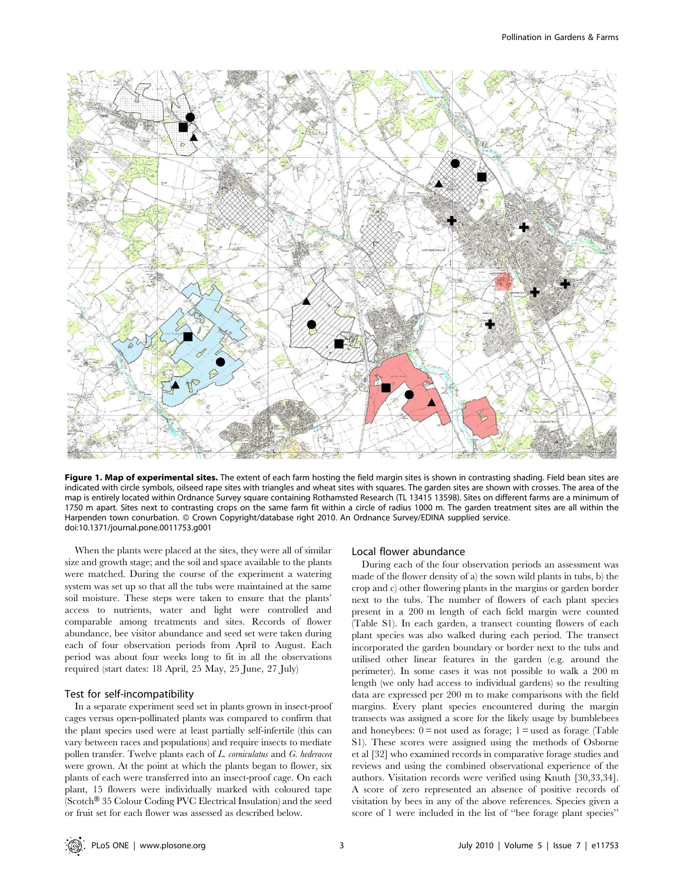**Figure 1. Map of experimental sites.** The extent of each farm hosting the field margin sites is shown in contrasting shading. Field bean sites are indicated with circle symbols, oilseed rape sites with triangles and wheat sites with squares. The garden sites are shown with crosses. The area of the map is entirely located within Ordnance Survey square containing Rothamsted Research (TL 13415 13598). Sites on different farms are a minimum of 1750 m apart. Sites next to contrasting crops on the same farm fit within a circle of radius 1000 m. The garden treatment sites are all within the Harpenden town conurbation. © Crown Copyright/database right 2010. An Ordnance Survey/EDINA supplied service. doi:10.1371/journal.pone.0011753.g001

When the plants were placed at the sites, they were all of similar size and growth stage; and the soil and space available to the plants were matched. During the course of the experiment a watering system was set up so that all the tubs were maintained at the same soil moisture. These steps were taken to ensure that the plants' access to nutrients, water and light were controlled and comparable among treatments and sites. Records of flower abundance, bee visitor abundance and seed set were taken during each of four observation periods from April to August. Each period was about four weeks long to fit in all the observations required (start dates: 18 April, 25 May, 25 June, 27 July)

### Test for self-incompatibility

In a separate experiment seed set in plants grown in insect-proof cages versus open-pollinated plants was compared to confirm that the plant species used were at least partially self-infertile (this can vary between races and populations) and require insects to mediate pollen transfer. Twelve plants each of *L. corniculatus* and *G. hederacea* were grown. At the point at which the plants began to flower, six plants of each were transferred into an insect-proof cage. On each plant, 15 flowers were individually marked with coloured tape (Scotch® 35 Colour Coding PVC Electrical Insulation) and the seed or fruit set for each flower was assessed as described below.

### Local flower abundance

During each of the four observation periods an assessment was made of the flower density of a) the sown wild plants in tubs, b) the crop and c) other flowering plants in the margins or garden border next to the tubs. The number of flowers of each plant species present in a 200 m length of each field margin were counted (Table S1). In each garden, a transect counting flowers of each plant species was also walked during each period. The transect incorporated the garden boundary or border next to the tubs and utilised other linear features in the garden (e.g. around the perimeter). In some cases it was not possible to walk a 200 m length (we only had access to individual gardens) so the resulting data are expressed per 200 m to make comparisons with the field margins. Every plant species encountered during the margin transects was assigned a score for the likely usage by bumblebees and honeybees: 0 = not used as forage; 1 = used as forage (Table S1). These scores were assigned using the methods of Osborne et al [32] who examined records in comparative forage studies and reviews and using the combined observational experience of the authors. Visitation records were verified using Knuth [30,33,34]. A score of zero represented an absence of positive records of visitation by bees in any of the above references. Species given a score of 1 were included in the list of "bee forage plant species"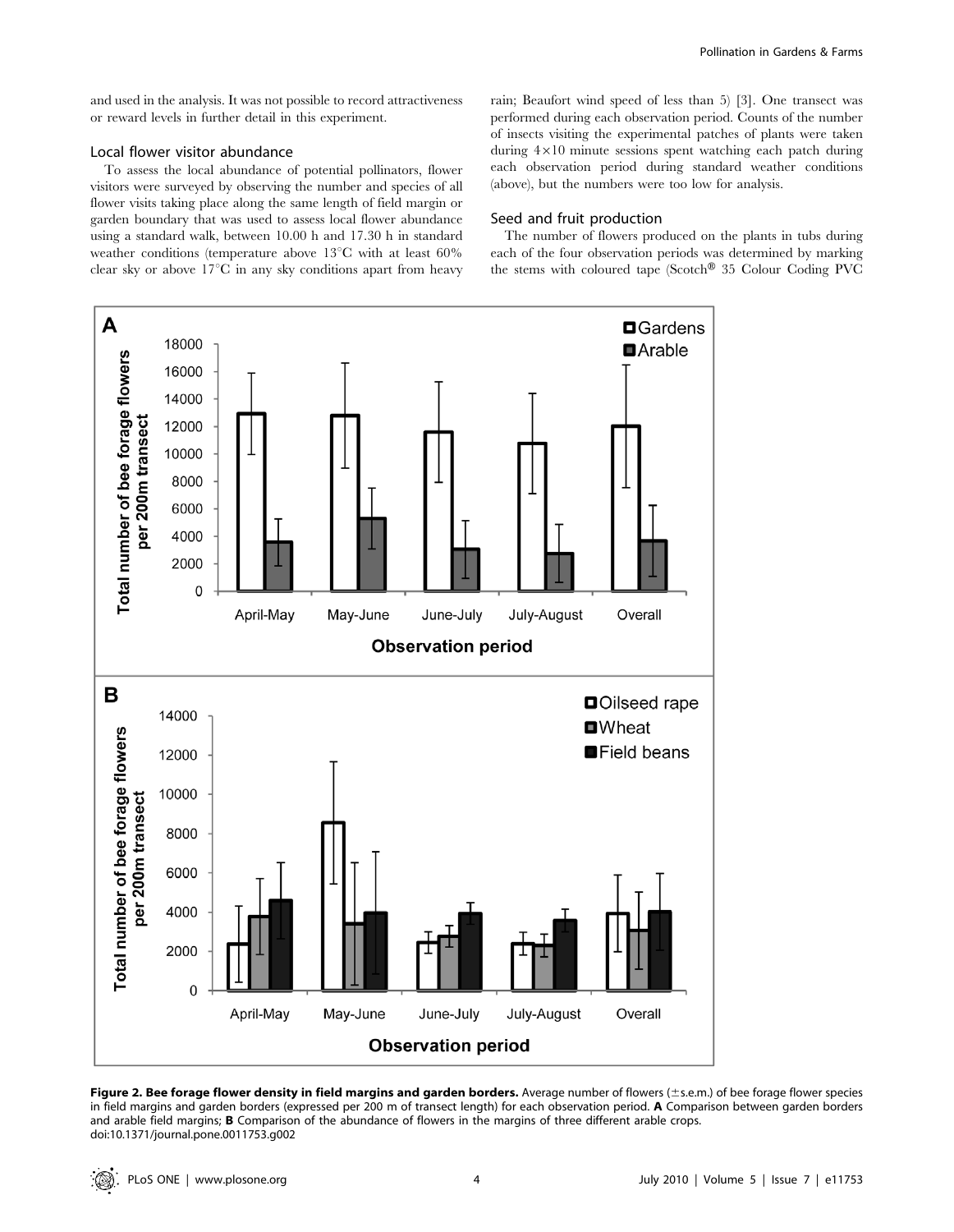and used in the analysis. It was not possible to record attractiveness or reward levels in further detail in this experiment.

### Local flower visitor abundance

To assess the local abundance of potential pollinators, flower visitors were surveyed by observing the number and species of all flower visits taking place along the same length of field margin or garden boundary that was used to assess local flower abundance using a standard walk, between 10.00 h and 17.30 h in standard weather conditions (temperature above 13°C with at least 60% clear sky or above 17°C in any sky conditions apart from heavy rain; Beaufort wind speed of less than 5) [3]. One transect was performed during each observation period. Counts of the number of insects visiting the experimental patches of plants were taken during $4 \times 10$ minute sessions spent watching each patch during each observation period during standard weather conditions (above), but the numbers were too low for analysis.

### Seed and fruit production

The number of flowers produced on the plants in tubs during each of the four observation periods was determined by marking the stems with coloured tape (Scotch® 35 Colour Coding PVC

**Figure 2. Bee forage flower density in field margins and garden borders.** Average number of flowers (±s.e.m.) of bee forage flower species in field margins and garden borders (expressed per 200 m of transect length) for each observation period. **A** Comparison between garden borders and arable field margins; **B** Comparison of the abundance of flowers in the margins of three different arable crops.
doi:10.1371/journal.pone.0011753.g002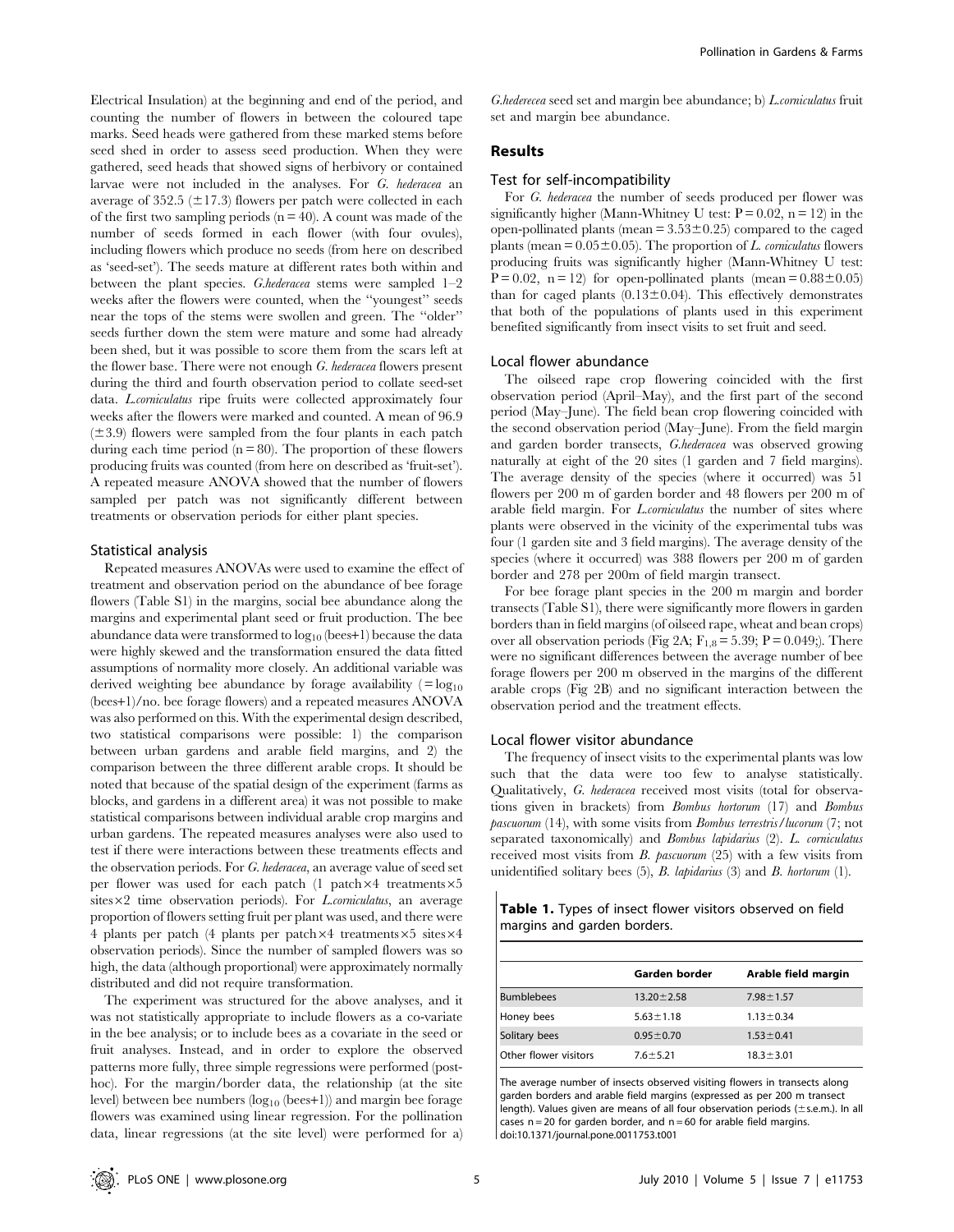Electrical Insulation) at the beginning and end of the period, and counting the number of flowers in between the coloured tape marks. Seed heads were gathered from these marked stems before seed shed in order to assess seed production. When they were gathered, seed heads that showed signs of herbivory or contained larvae were not included in the analyses. For *G. hederacea* an average of 352.5 (±17.3) flowers per patch were collected in each of the first two sampling periods (n = 40). A count was made of the number of seeds formed in each flower (with four ovules), including flowers which produce no seeds (from here on described as 'seed-set'). The seeds mature at different rates both within and between the plant species. *G.hederacea* stems were sampled 1–2 weeks after the flowers were counted, when the "youngest" seeds near the tops of the stems were swollen and green. The "older" seeds further down the stem were mature and some had already been shed, but it was possible to score them from the scars left at the flower base. There were not enough *G. hederacea* flowers present during the third and fourth observation period to collate seed-set data. *L.corniculatus* ripe fruits were collected approximately four weeks after the flowers were marked and counted. A mean of 96.9 (±3.9) flowers were sampled from the four plants in each patch during each time period (n = 80). The proportion of these flowers producing fruits was counted (from here on described as 'fruit-set'). A repeated measure ANOVA showed that the number of flowers sampled per patch was not significantly different between treatments or observation periods for either plant species.

### Statistical analysis

Repeated measures ANOVAs were used to examine the effect of treatment and observation period on the abundance of bee forage flowers (Table S1) in the margins, social bee abundance along the margins and experimental plant seed or fruit production. The bee abundance data were transformed to $\log_{10}$ (bees+1) because the data were highly skewed and the transformation ensured the data fitted assumptions of normality more closely. An additional variable was derived weighting bee abundance by forage availability (= $\log_{10}$ (bees+1)/no. bee forage flowers) and a repeated measures ANOVA was also performed on this. With the experimental design described, two statistical comparisons were possible: 1) the comparison between urban gardens and arable field margins, and 2) the comparison between the three different arable crops. It should be noted that because of the spatial design of the experiment (farms as blocks, and gardens in a different area) it was not possible to make statistical comparisons between individual arable crop margins and urban gardens. The repeated measures analyses were also used to test if there were interactions between these treatments effects and the observation periods. For *G. hederacea*, an average value of seed set per flower was used for each patch (1 patch×4 treatments×5 sites×2 time observation periods). For *L.corniculatus*, an average proportion of flowers setting fruit per plant was used, and there were 4 plants per patch (4 plants per patch×4 treatments×5 sites×4 observation periods). Since the number of sampled flowers was so high, the data (although proportional) were approximately normally distributed and did not require transformation.

The experiment was structured for the above analyses, and it was not statistically appropriate to include flowers as a co-variate in the bee analysis; or to include bees as a covariate in the seed or fruit analyses. Instead, and in order to explore the observed patterns more fully, three simple regressions were performed (post-hoc). For the margin/border data, the relationship (at the site level) between bee numbers ($\log_{10}$ (bees+1)) and margin bee forage flowers was examined using linear regression. For the pollination data, linear regressions (at the site level) were performed for a) *G.hederecea* seed set and margin bee abundance; b) *L.corniculatus* fruit set and margin bee abundance.

## Results

### Test for self-incompatibility

For *G. hederacea* the number of seeds produced per flower was significantly higher (Mann-Whitney U test: P = 0.02, n = 12) in the open-pollinated plants (mean = 3.53±0.25) compared to the caged plants (mean = 0.05±0.05). The proportion of *L. corniculatus* flowers producing fruits was significantly higher (Mann-Whitney U test: P = 0.02, n = 12) for open-pollinated plants (mean = 0.88±0.05) than for caged plants (0.13±0.04). This effectively demonstrates that both of the populations of plants used in this experiment benefited significantly from insect visits to set fruit and seed.

### Local flower abundance

The oilseed rape crop flowering coincided with the first observation period (April–May), and the first part of the second period (May–June). The field bean crop flowering coincided with the second observation period (May–June). From the field margin and garden border transects, *G.hederacea* was observed growing naturally at eight of the 20 sites (1 garden and 7 field margins). The average density of the species (where it occurred) was 51 flowers per 200 m of garden border and 48 flowers per 200 m of arable field margin. For *L.corniculatus* the number of sites where plants were observed in the vicinity of the experimental tubs was four (1 garden site and 3 field margins). The average density of the species (where it occurred) was 388 flowers per 200 m of garden border and 278 per 200m of field margin transect.

For bee forage plant species in the 200 m margin and border transects (Table S1), there were significantly more flowers in garden borders than in field margins (of oilseed rape, wheat and bean crops) over all observation periods (Fig 2A; $F_{1,8}$ = 5.39; P = 0.049;). There were no significant differences between the average number of bee forage flowers per 200 m observed in the margins of the different arable crops (Fig 2B) and no significant interaction between the observation period and the treatment effects.

### Local flower visitor abundance

The frequency of insect visits to the experimental plants was low such that the data were too few to analyse statistically. Qualitatively, *G. hederacea* received most visits (total for observations given in brackets) from *Bombus hortorum* (17) and *Bombus pascuorum* (14), with some visits from *Bombus terrestris/lucorum* (7; not separated taxonomically) and *Bombus lapidarius* (2). *L. corniculatus* received most visits from *B. pascuorum* (25) with a few visits from unidentified solitary bees (5), *B. lapidarius* (3) and *B. hortorum* (1).

**Table 1.** Types of insect flower visitors observed on field margins and garden borders.

| | Garden border | Arable field margin |
|---|---|---|
| Bumblebees | 13.20±2.58 | 7.98±1.57 |
| Honey bees | 5.63±1.18 | 1.13±0.34 |
| Solitary bees | 0.95±0.70 | 1.53±0.41 |
| Other flower visitors | 7.6±5.21 | 18.3±3.01 |

The average number of insects observed visiting flowers in transects along garden borders and arable field margins (expressed as per 200 m transect length). Values given are means of all four observation periods (±s.e.m.). In all cases n = 20 for garden border, and n = 60 for arable field margins.
doi:10.1371/journal.pone.0011753.t001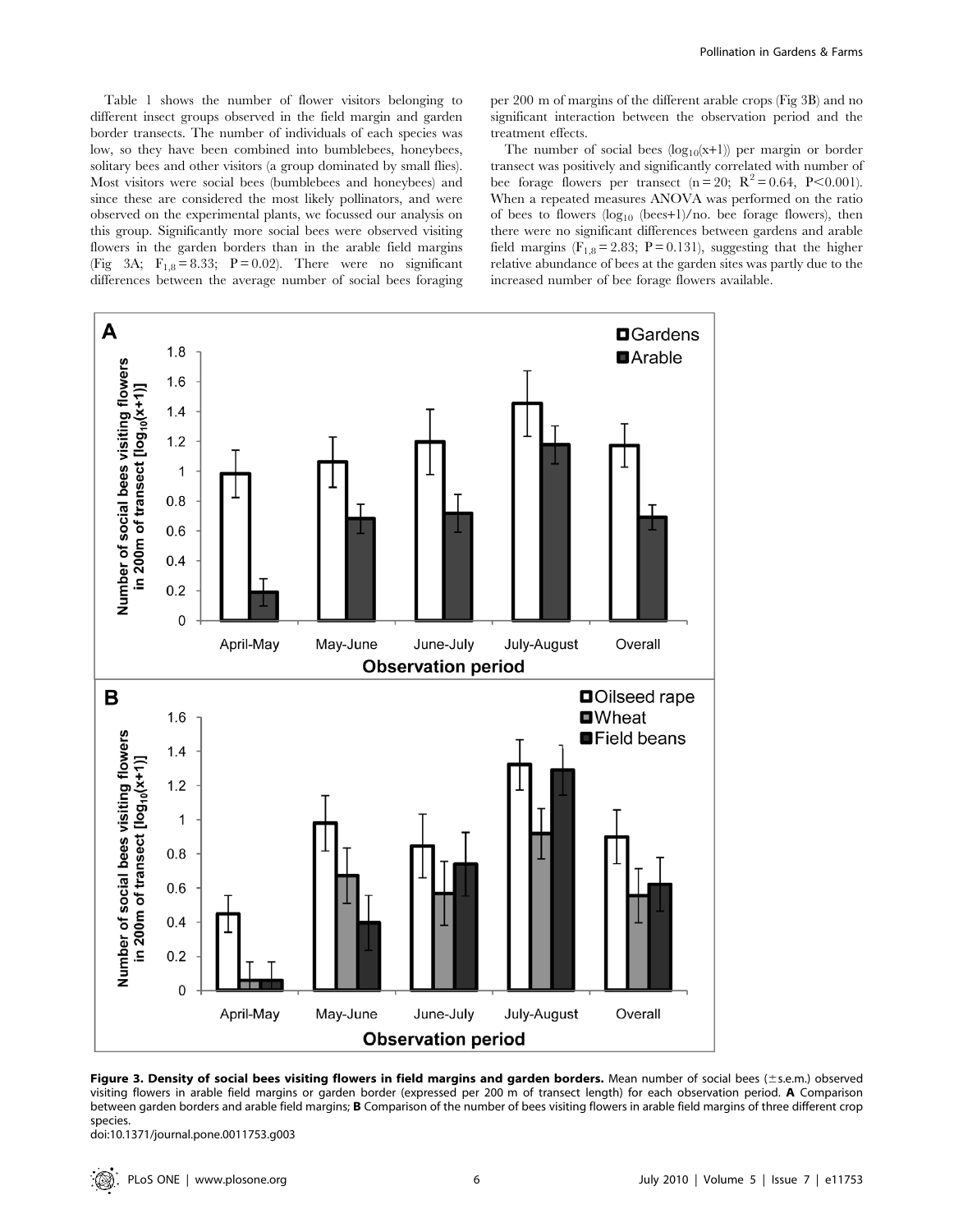Table 1 shows the number of flower visitors belonging to different insect groups observed in the field margin and garden border transects. The number of individuals of each species was low, so they have been combined into bumblebees, honeybees, solitary bees and other visitors (a group dominated by small flies). Most visitors were social bees (bumblebees and honeybees) and since these are considered the most likely pollinators, and were observed on the experimental plants, we focussed our analysis on this group. Significantly more social bees were observed visiting flowers in the garden borders than in the arable field margins (Fig 3A; $F_{1,8} = 8.33$; $P = 0.02$). There were no significant differences between the average number of social bees foraging per 200 m of margins of the different arable crops (Fig 3B) and no significant interaction between the observation period and the treatment effects.

The number of social bees ($\log_{10}(x+1)$) per margin or border transect was positively and significantly correlated with number of bee forage flowers per transect ($n = 20$; $R^2 = 0.64$, $P < 0.001$). When a repeated measures ANOVA was performed on the ratio of bees to flowers ($\log_{10}$ (bees+1)/no. bee forage flowers), then there were no significant differences between gardens and arable field margins ($F_{1,8} = 2.83$; $P = 0.131$), suggesting that the higher relative abundance of bees at the garden sites was partly due to the increased number of bee forage flowers available.

**Figure 3. Density of social bees visiting flowers in field margins and garden borders.** Mean number of social bees (±s.e.m.) observed visiting flowers in arable field margins or garden border (expressed per 200 m of transect length) for each observation period. **A** Comparison between garden borders and arable field margins; **B** Comparison of the number of bees visiting flowers in arable field margins of three different crop species.
doi:10.1371/journal.pone.0011753.g003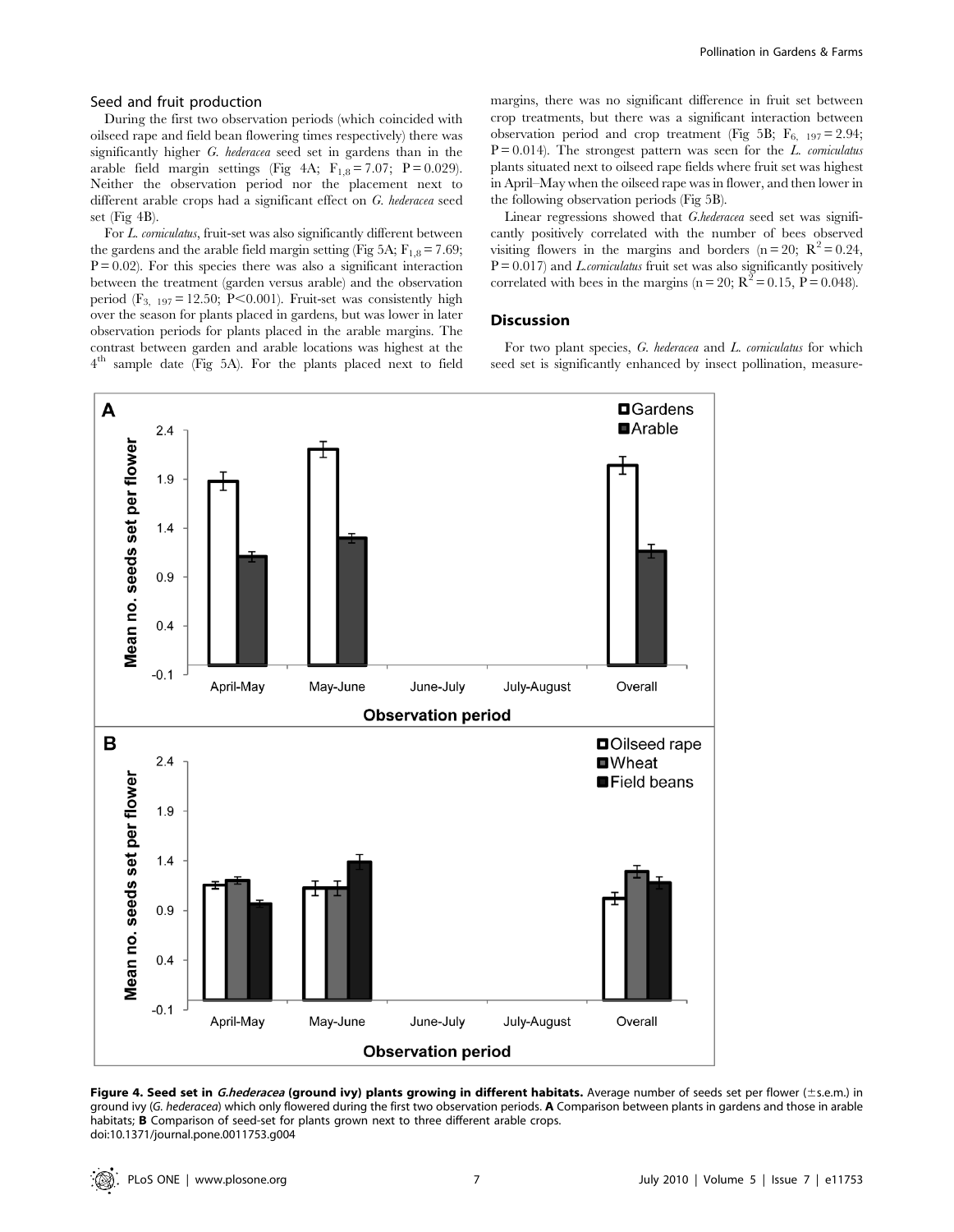### Seed and fruit production

During the first two observation periods (which coincided with oilseed rape and field bean flowering times respectively) there was significantly higher *G. hederacea* seed set in gardens than in the arable field margin settings (Fig 4A; $F_{1,8} = 7.07$; $P = 0.029$). Neither the observation period nor the placement next to different arable crops had a significant effect on *G. hederacea* seed set (Fig 4B).

For *L. corniculatus*, fruit-set was also significantly different between the gardens and the arable field margin setting (Fig 5A; $F_{1,8} = 7.69$; $P = 0.02$). For this species there was also a significant interaction between the treatment (garden versus arable) and the observation period ($F_{3,\ 197} = 12.50$; $P<0.001$). Fruit-set was consistently high over the season for plants placed in gardens, but was lower in later observation periods for plants placed in the arable margins. The contrast between garden and arable locations was highest at the 4th sample date (Fig 5A). For the plants placed next to field margins, there was no significant difference in fruit set between crop treatments, but there was a significant interaction between observation period and crop treatment (Fig 5B; $F_{6,\ 197} = 2.94$; $P = 0.014$). The strongest pattern was seen for the *L. corniculatus* plants situated next to oilseed rape fields where fruit set was highest in April–May when the oilseed rape was in flower, and then lower in the following observation periods (Fig 5B).

Linear regressions showed that *G.hederacea* seed set was significantly positively correlated with the number of bees observed visiting flowers in the margins and borders ($n = 20$; $R^2 = 0.24$, $P = 0.017$) and *L.corniculatus* fruit set was also significantly positively correlated with bees in the margins ($n = 20$; $R^2 = 0.15$, $P = 0.048$).

## Discussion

For two plant species, *G. hederacea* and *L. corniculatus* for which seed set is significantly enhanced by insect pollination, measure-

**Figure 4. Seed set in *G.hederacea* (ground ivy) plants growing in different habitats.** Average number of seeds set per flower (±s.e.m.) in ground ivy (*G. hederacea*) which only flowered during the first two observation periods. **A** Comparison between plants in gardens and those in arable habitats; **B** Comparison of seed-set for plants grown next to three different arable crops.
doi:10.1371/journal.pone.0011753.g004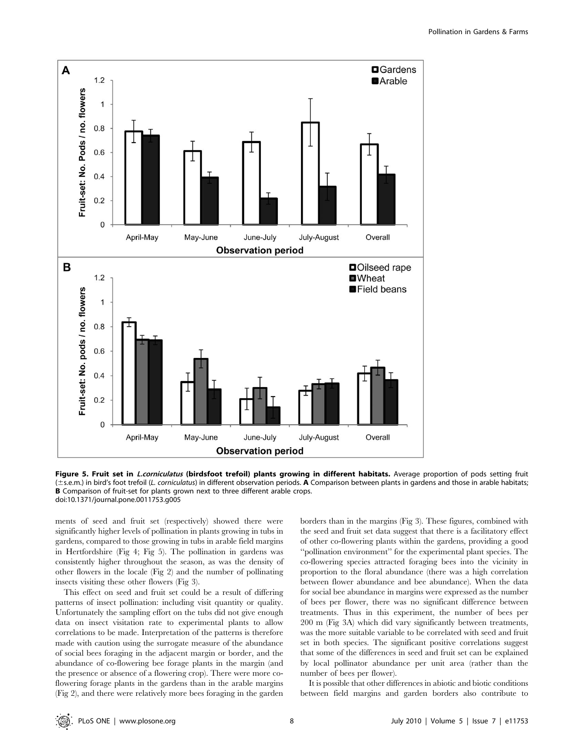**Figure 5. Fruit set in *L.corniculatus* (birdsfoot trefoil) plants growing in different habitats.** Average proportion of pods setting fruit (±s.e.m.) in bird's foot trefoil (*L. corniculatus*) in different observation periods. **A** Comparison between plants in gardens and those in arable habitats; **B** Comparison of fruit-set for plants grown next to three different arable crops.
doi:10.1371/journal.pone.0011753.g005

ments of seed and fruit set (respectively) showed there were significantly higher levels of pollination in plants growing in tubs in gardens, compared to those growing in tubs in arable field margins in Hertfordshire (Fig 4; Fig 5). The pollination in gardens was consistently higher throughout the season, as was the density of other flowers in the locale (Fig 2) and the number of pollinating insects visiting these other flowers (Fig 3).

This effect on seed and fruit set could be a result of differing patterns of insect pollination: including visit quantity or quality. Unfortunately the sampling effort on the tubs did not give enough data on insect visitation rate to experimental plants to allow correlations to be made. Interpretation of the patterns is therefore made with caution using the surrogate measure of the abundance of social bees foraging in the adjacent margin or border, and the abundance of co-flowering bee forage plants in the margin (and the presence or absence of a flowering crop). There were more co-flowering forage plants in the gardens than in the arable margins (Fig 2), and there were relatively more bees foraging in the garden borders than in the margins (Fig 3). These figures, combined with the seed and fruit set data suggest that there is a facilitatory effect of other co-flowering plants within the gardens, providing a good "pollination environment" for the experimental plant species. The co-flowering species attracted foraging bees into the vicinity in proportion to the floral abundance (there was a high correlation between flower abundance and bee abundance). When the data for social bee abundance in margins were expressed as the number of bees per flower, there was no significant difference between treatments. Thus in this experiment, the number of bees per 200 m (Fig 3A) which did vary significantly between treatments, was the more suitable variable to be correlated with seed and fruit set in both species. The significant positive correlations suggest that some of the differences in seed and fruit set can be explained by local pollinator abundance per unit area (rather than the number of bees per flower).

It is possible that other differences in abiotic and biotic conditions between field margins and garden borders also contribute to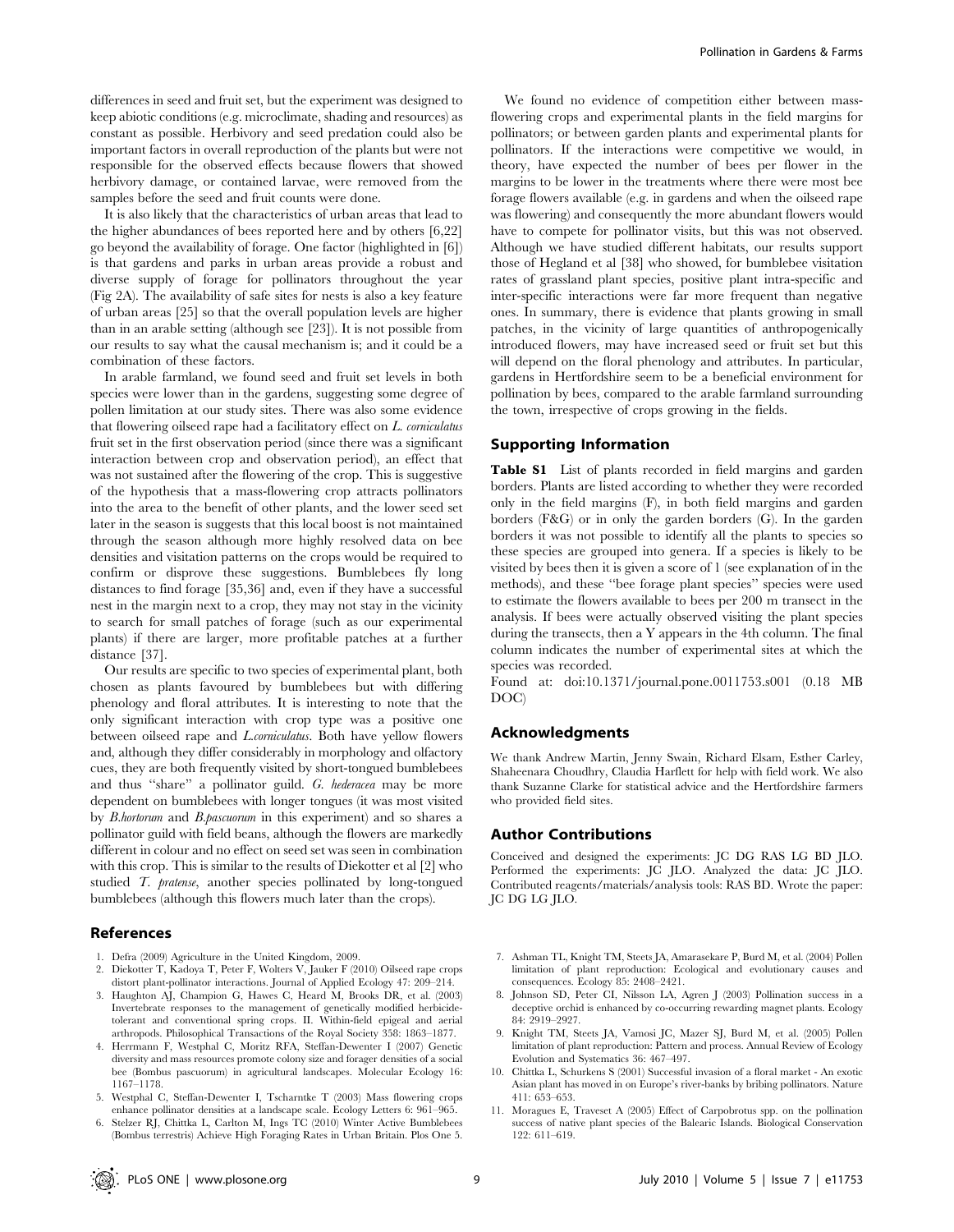differences in seed and fruit set, but the experiment was designed to keep abiotic conditions (e.g. microclimate, shading and resources) as constant as possible. Herbivory and seed predation could also be important factors in overall reproduction of the plants but were not responsible for the observed effects because flowers that showed herbivory damage, or contained larvae, were removed from the samples before the seed and fruit counts were done.

It is also likely that the characteristics of urban areas that lead to the higher abundances of bees reported here and by others [6,22] go beyond the availability of forage. One factor (highlighted in [6]) is that gardens and parks in urban areas provide a robust and diverse supply of forage for pollinators throughout the year (Fig 2A). The availability of safe sites for nests is also a key feature of urban areas [25] so that the overall population levels are higher than in an arable setting (although see [23]). It is not possible from our results to say what the causal mechanism is; and it could be a combination of these factors.

In arable farmland, we found seed and fruit set levels in both species were lower than in the gardens, suggesting some degree of pollen limitation at our study sites. There was also some evidence that flowering oilseed rape had a facilitatory effect on *L. corniculatus* fruit set in the first observation period (since there was a significant interaction between crop and observation period), an effect that was not sustained after the flowering of the crop. This is suggestive of the hypothesis that a mass-flowering crop attracts pollinators into the area to the benefit of other plants, and the lower seed set later in the season is suggests that this local boost is not maintained through the season although more highly resolved data on bee densities and visitation patterns on the crops would be required to confirm or disprove these suggestions. Bumblebees fly long distances to find forage [35,36] and, even if they have a successful nest in the margin next to a crop, they may not stay in the vicinity to search for small patches of forage (such as our experimental plants) if there are larger, more profitable patches at a further distance [37].

Our results are specific to two species of experimental plant, both chosen as plants favoured by bumblebees but with differing phenology and floral attributes. It is interesting to note that the only significant interaction with crop type was a positive one between oilseed rape and *L.corniculatus*. Both have yellow flowers and, although they differ considerably in morphology and olfactory cues, they are both frequently visited by short-tongued bumblebees and thus "share" a pollinator guild. *G. hederacea* may be more dependent on bumblebees with longer tongues (it was most visited by *B.hortorum* and *B.pascuorum* in this experiment) and so shares a pollinator guild with field beans, although the flowers are markedly different in colour and no effect on seed set was seen in combination with this crop. This is similar to the results of Diekotter et al [2] who studied *T. pratense*, another species pollinated by long-tongued bumblebees (although this flowers much later than the crops).

We found no evidence of competition either between mass-flowering crops and experimental plants in the field margins for pollinators; or between garden plants and experimental plants for pollinators. If the interactions were competitive we would, in theory, have expected the number of bees per flower in the margins to be lower in the treatments where there were most bee forage flowers available (e.g. in gardens and when the oilseed rape was flowering) and consequently the more abundant flowers would have to compete for pollinator visits, but this was not observed. Although we have studied different habitats, our results support those of Hegland et al [38] who showed, for bumblebee visitation rates of grassland plant species, positive plant intra-specific and inter-specific interactions were far more frequent than negative ones. In summary, there is evidence that plants growing in small patches, in the vicinity of large quantities of anthropogenically introduced flowers, may have increased seed or fruit set but this will depend on the floral phenology and attributes. In particular, gardens in Hertfordshire seem to be a beneficial environment for pollination by bees, compared to the arable farmland surrounding the town, irrespective of crops growing in the fields.

## Supporting Information

**Table S1** List of plants recorded in field margins and garden borders. Plants are listed according to whether they were recorded only in the field margins (F), in both field margins and garden borders (F&G) or in only the garden borders (G). In the garden borders it was not possible to identify all the plants to species so these species are grouped into genera. If a species is likely to be visited by bees then it is given a score of 1 (see explanation of in the methods), and these "bee forage plant species" species were used to estimate the flowers available to bees per 200 m transect in the analysis. If bees were actually observed visiting the plant species during the transects, then a Y appears in the 4th column. The final column indicates the number of experimental sites at which the species was recorded.

Found at: doi:10.1371/journal.pone.0011753.s001 (0.18 MB DOC)

## Acknowledgments

We thank Andrew Martin, Jenny Swain, Richard Elsam, Esther Carley, Shaheenara Choudhry, Claudia Harflett for help with field work. We also thank Suzanne Clarke for statistical advice and the Hertfordshire farmers who provided field sites.

## Author Contributions

Conceived and designed the experiments: JC DG RAS LG BD JLO. Performed the experiments: JC JLO. Analyzed the data: JC JLO. Contributed reagents/materials/analysis tools: RAS BD. Wrote the paper: JC DG LG JLO.

## References

1. Defra (2009) Agriculture in the United Kingdom, 2009.
2. Diekotter T, Kadoya T, Peter F, Wolters V, Jauker F (2010) Oilseed rape crops distort plant-pollinator interactions. Journal of Applied Ecology 47: 209–214.
3. Haughton AJ, Champion G, Hawes C, Heard M, Brooks DR, et al. (2003) Invertebrate responses to the management of genetically modified herbicide-tolerant and conventional spring crops. II. Within-field epigeal and aerial arthropods. Philosophical Transactions of the Royal Society 358: 1863–1877.
4. Herrmann F, Westphal C, Moritz RFA, Steffan-Dewenter I (2007) Genetic diversity and mass resources promote colony size and forager densities of a social bee (Bombus pascuorum) in agricultural landscapes. Molecular Ecology 16: 1167–1178.
5. Westphal C, Steffan-Dewenter I, Tscharntke T (2003) Mass flowering crops enhance pollinator densities at a landscape scale. Ecology Letters 6: 961–965.
6. Stelzer RJ, Chittka L, Carlton M, Ings TC (2010) Winter Active Bumblebees (Bombus terrestris) Achieve High Foraging Rates in Urban Britain. Plos One 5.
7. Ashman TL, Knight TM, Steets JA, Amarasekare P, Burd M, et al. (2004) Pollen limitation of plant reproduction: Ecological and evolutionary causes and consequences. Ecology 85: 2408–2421.
8. Johnson SD, Peter CI, Nilsson LA, Agren J (2003) Pollination success in a deceptive orchid is enhanced by co-occurring rewarding magnet plants. Ecology 84: 2919–2927.
9. Knight TM, Steets JA, Vamosi JC, Mazer SJ, Burd M, et al. (2005) Pollen limitation of plant reproduction: Pattern and process. Annual Review of Ecology Evolution and Systematics 36: 467–497.
10. Chittka L, Schurkens S (2001) Successful invasion of a floral market - An exotic Asian plant has moved in on Europe's river-banks by bribing pollinators. Nature 411: 653–653.
11. Moragues E, Traveset A (2005) Effect of Carpobrotus spp. on the pollination success of native plant species of the Balearic Islands. Biological Conservation 122: 611–619.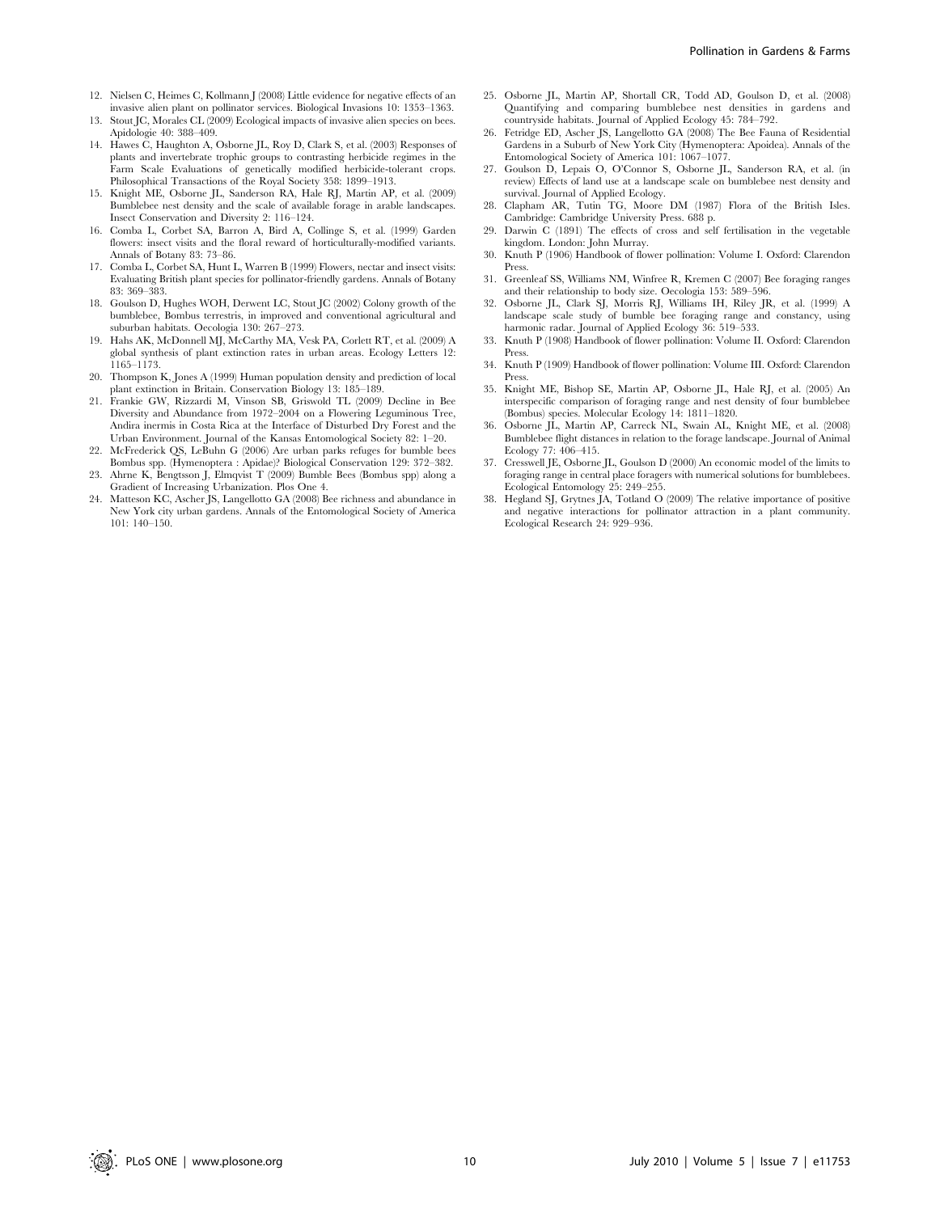12. Nielsen C, Heimes C, Kollmann J (2008) Little evidence for negative effects of an invasive alien plant on pollinator services. Biological Invasions 10: 1353–1363.
13. Stout JC, Morales CL (2009) Ecological impacts of invasive alien species on bees. Apidologie 40: 388–409.
14. Hawes C, Haughton A, Osborne JL, Roy D, Clark S, et al. (2003) Responses of plants and invertebrate trophic groups to contrasting herbicide regimes in the Farm Scale Evaluations of genetically modified herbicide-tolerant crops. Philosophical Transactions of the Royal Society 358: 1899–1913.
15. Knight ME, Osborne JL, Sanderson RA, Hale RJ, Martin AP, et al. (2009) Bumblebee nest density and the scale of available forage in arable landscapes. Insect Conservation and Diversity 2: 116–124.
16. Comba L, Corbet SA, Barron A, Bird A, Collinge S, et al. (1999) Garden flowers: insect visits and the floral reward of horticulturally-modified variants. Annals of Botany 83: 73–86.
17. Comba L, Corbet SA, Hunt L, Warren B (1999) Flowers, nectar and insect visits: Evaluating British plant species for pollinator-friendly gardens. Annals of Botany 83: 369–383.
18. Goulson D, Hughes WOH, Derwent LC, Stout JC (2002) Colony growth of the bumblebee, Bombus terrestris, in improved and conventional agricultural and suburban habitats. Oecologia 130: 267–273.
19. Hahs AK, McDonnell MJ, McCarthy MA, Vesk PA, Corlett RT, et al. (2009) A global synthesis of plant extinction rates in urban areas. Ecology Letters 12: 1165–1173.
20. Thompson K, Jones A (1999) Human population density and prediction of local plant extinction in Britain. Conservation Biology 13: 185–189.
21. Frankie GW, Rizzardi M, Vinson SB, Griswold TL (2009) Decline in Bee Diversity and Abundance from 1972–2004 on a Flowering Leguminous Tree, Andira inermis in Costa Rica at the Interface of Disturbed Dry Forest and the Urban Environment. Journal of the Kansas Entomological Society 82: 1–20.
22. McFrederick QS, LeBuhn G (2006) Are urban parks refuges for bumble bees Bombus spp. (Hymenoptera : Apidae)? Biological Conservation 129: 372–382.
23. Ahrne K, Bengtsson J, Elmqvist T (2009) Bumble Bees (Bombus spp) along a Gradient of Increasing Urbanization. Plos One 4.
24. Matteson KC, Ascher JS, Langellotto GA (2008) Bee richness and abundance in New York city urban gardens. Annals of the Entomological Society of America 101: 140–150.
25. Osborne JL, Martin AP, Shortall CR, Todd AD, Goulson D, et al. (2008) Quantifying and comparing bumblebee nest densities in gardens and countryside habitats. Journal of Applied Ecology 45: 784–792.
26. Fetridge ED, Ascher JS, Langellotto GA (2008) The Bee Fauna of Residential Gardens in a Suburb of New York City (Hymenoptera: Apoidea). Annals of the Entomological Society of America 101: 1067–1077.
27. Goulson D, Lepais O, O'Connor S, Osborne JL, Sanderson RA, et al. (in review) Effects of land use at a landscape scale on bumblebee nest density and survival. Journal of Applied Ecology.
28. Clapham AR, Tutin TG, Moore DM (1987) Flora of the British Isles. Cambridge: Cambridge University Press. 688 p.
29. Darwin C (1891) The effects of cross and self fertilisation in the vegetable kingdom. London: John Murray.
30. Knuth P (1906) Handbook of flower pollination: Volume I. Oxford: Clarendon Press.
31. Greenleaf SS, Williams NM, Winfree R, Kremen C (2007) Bee foraging ranges and their relationship to body size. Oecologia 153: 589–596.
32. Osborne JL, Clark SJ, Morris RJ, Williams IH, Riley JR, et al. (1999) A landscape scale study of bumble bee foraging range and constancy, using harmonic radar. Journal of Applied Ecology 36: 519–533.
33. Knuth P (1908) Handbook of flower pollination: Volume II. Oxford: Clarendon Press.
34. Knuth P (1909) Handbook of flower pollination: Volume III. Oxford: Clarendon Press.
35. Knight ME, Bishop SE, Martin AP, Osborne JL, Hale RJ, et al. (2005) An interspecific comparison of foraging range and nest density of four bumblebee (Bombus) species. Molecular Ecology 14: 1811–1820.
36. Osborne JL, Martin AP, Carreck NL, Swain AL, Knight ME, et al. (2008) Bumblebee flight distances in relation to the forage landscape. Journal of Animal Ecology 77: 406–415.
37. Cresswell JE, Osborne JL, Goulson D (2000) An economic model of the limits to foraging range in central place foragers with numerical solutions for bumblebees. Ecological Entomology 25: 249–255.
38. Hegland SJ, Grytnes JA, Totland O (2009) The relative importance of positive and negative interactions for pollinator attraction in a plant community. Ecological Research 24: 929–936.